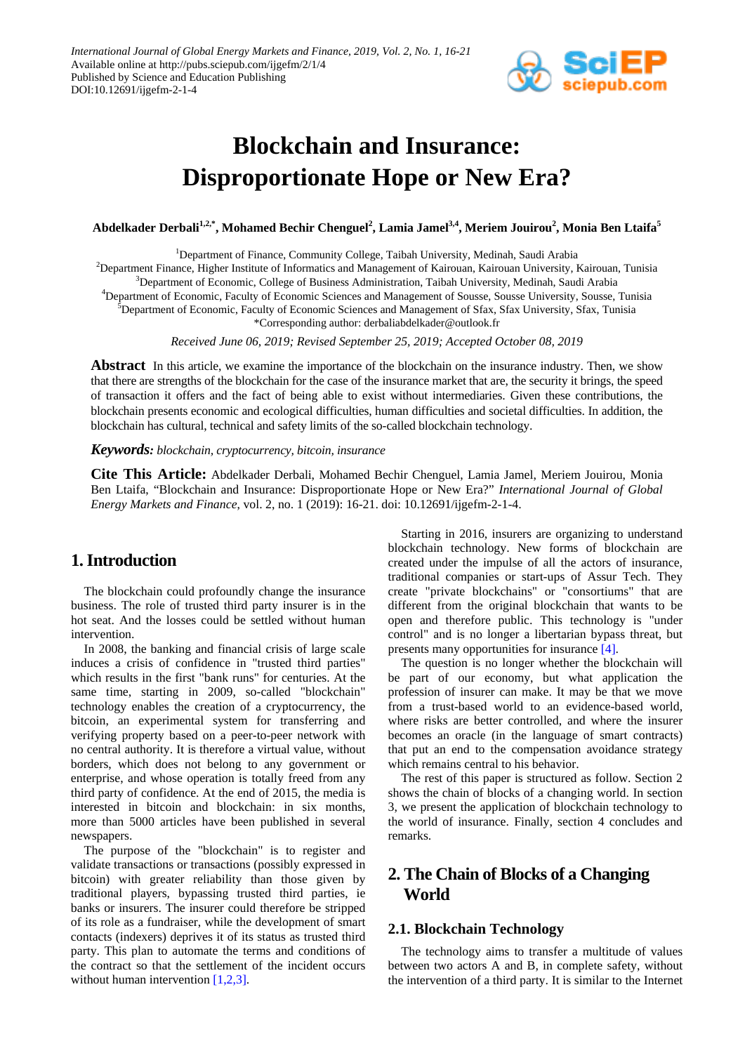# Blockchain and Insurance: Disproportionate Hope or New Era?

**Abdelkader Derbali[1,2,*], Mohamed Bechir Chenguel[2], Lamia Jamel[3,4], Meriem Jouirou[2], Monia Ben Ltaifa[5]**

[1]Department of Finance, Community College, Taibah University, Medinah, Saudi Arabia
[2]Department Finance, Higher Institute of Informatics and Management of Kairouan, Kairouan University, Kairouan, Tunisia
[3]Department of Economic, College of Business Administration, Taibah University, Medinah, Saudi Arabia
[4]Department of Economic, Faculty of Economic Sciences and Management of Sousse, Sousse University, Sousse, Tunisia
[5]Department of Economic, Faculty of Economic Sciences and Management of Sfax, Sfax University, Sfax, Tunisia
*Corresponding author: derbaliabdelkader@outlook.fr

*Received June 06, 2019; Revised September 25, 2019; Accepted October 08, 2019*

**Abstract** In this article, we examine the importance of the blockchain on the insurance industry. Then, we show that there are strengths of the blockchain for the case of the insurance market that are, the security it brings, the speed of transaction it offers and the fact of being able to exist without intermediaries. Given these contributions, the blockchain presents economic and ecological difficulties, human difficulties and societal difficulties. In addition, the blockchain has cultural, technical and safety limits of the so-called blockchain technology.

***Keywords:*** *blockchain, cryptocurrency, bitcoin, insurance*

**Cite This Article:** Abdelkader Derbali, Mohamed Bechir Chenguel, Lamia Jamel, Meriem Jouirou, Monia Ben Ltaifa, "Blockchain and Insurance: Disproportionate Hope or New Era?" *International Journal of Global Energy Markets and Finance*, vol. 2, no. 1 (2019): 16-21. doi: 10.12691/ijgefm-2-1-4.

## 1. Introduction

The blockchain could profoundly change the insurance business. The role of trusted third party insurer is in the hot seat. And the losses could be settled without human intervention.

In 2008, the banking and financial crisis of large scale induces a crisis of confidence in "trusted third parties" which results in the first "bank runs" for centuries. At the same time, starting in 2009, so-called "blockchain" technology enables the creation of a cryptocurrency, the bitcoin, an experimental system for transferring and verifying property based on a peer-to-peer network with no central authority. It is therefore a virtual value, without borders, which does not belong to any government or enterprise, and whose operation is totally freed from any third party of confidence. At the end of 2015, the media is interested in bitcoin and blockchain: in six months, more than 5000 articles have been published in several newspapers.

The purpose of the "blockchain" is to register and validate transactions or transactions (possibly expressed in bitcoin) with greater reliability than those given by traditional players, bypassing trusted third parties, ie banks or insurers. The insurer could therefore be stripped of its role as a fundraiser, while the development of smart contacts (indexers) deprives it of its status as trusted third party. This plan to automate the terms and conditions of the contract so that the settlement of the incident occurs without human intervention [1,2,3].

Starting in 2016, insurers are organizing to understand blockchain technology. New forms of blockchain are created under the impulse of all the actors of insurance, traditional companies or start-ups of Assur Tech. They create "private blockchains" or "consortiums" that are different from the original blockchain that wants to be open and therefore public. This technology is "under control" and is no longer a libertarian bypass threat, but presents many opportunities for insurance [4].

The question is no longer whether the blockchain will be part of our economy, but what application the profession of insurer can make. It may be that we move from a trust-based world to an evidence-based world, where risks are better controlled, and where the insurer becomes an oracle (in the language of smart contracts) that put an end to the compensation avoidance strategy which remains central to his behavior.

The rest of this paper is structured as follow. Section 2 shows the chain of blocks of a changing world. In section 3, we present the application of blockchain technology to the world of insurance. Finally, section 4 concludes and remarks.

## 2. The Chain of Blocks of a Changing World

### 2.1. Blockchain Technology

The technology aims to transfer a multitude of values between two actors A and B, in complete safety, without the intervention of a third party. It is similar to the Internet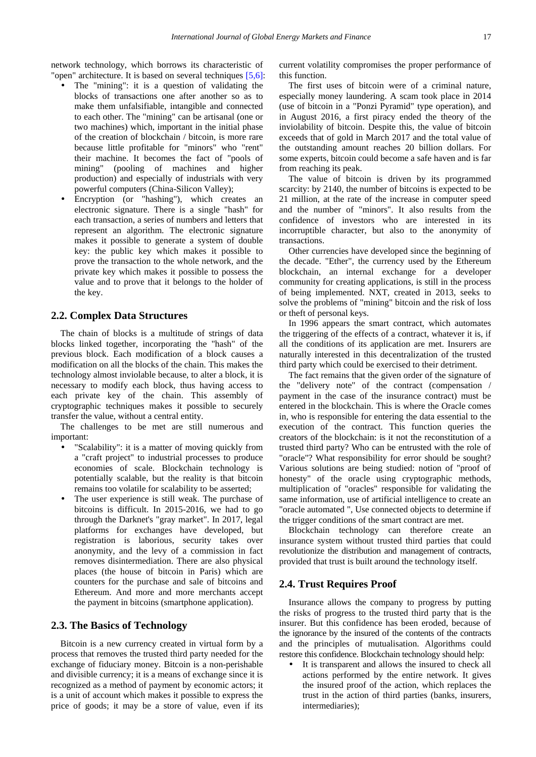network technology, which borrows its characteristic of "open" architecture. It is based on several techniques [5,6]:

- The "mining": it is a question of validating the blocks of transactions one after another so as to make them unfalsifiable, intangible and connected to each other. The "mining" can be artisanal (one or two machines) which, important in the initial phase of the creation of blockchain / bitcoin, is more rare because little profitable for "minors" who "rent" their machine. It becomes the fact of "pools of mining" (pooling of machines and higher production) and especially of industrials with very powerful computers (China-Silicon Valley);
- Encryption (or "hashing"), which creates an electronic signature. There is a single "hash" for each transaction, a series of numbers and letters that represent an algorithm. The electronic signature makes it possible to generate a system of double key: the public key which makes it possible to prove the transaction to the whole network, and the private key which makes it possible to possess the value and to prove that it belongs to the holder of the key.

## 2.2. Complex Data Structures

The chain of blocks is a multitude of strings of data blocks linked together, incorporating the "hash" of the previous block. Each modification of a block causes a modification on all the blocks of the chain. This makes the technology almost inviolable because, to alter a block, it is necessary to modify each block, thus having access to each private key of the chain. This assembly of cryptographic techniques makes it possible to securely transfer the value, without a central entity.

The challenges to be met are still numerous and important:

- "Scalability": it is a matter of moving quickly from a "craft project" to industrial processes to produce economies of scale. Blockchain technology is potentially scalable, but the reality is that bitcoin remains too volatile for scalability to be asserted;
- The user experience is still weak. The purchase of bitcoins is difficult. In 2015-2016, we had to go through the Darknet's "gray market". In 2017, legal platforms for exchanges have developed, but registration is laborious, security takes over anonymity, and the levy of a commission in fact removes disintermediation. There are also physical places (the house of bitcoin in Paris) which are counters for the purchase and sale of bitcoins and Ethereum. And more and more merchants accept the payment in bitcoins (smartphone application).

## 2.3. The Basics of Technology

Bitcoin is a new currency created in virtual form by a process that removes the trusted third party needed for the exchange of fiduciary money. Bitcoin is a non-perishable and divisible currency; it is a means of exchange since it is recognized as a method of payment by economic actors; it is a unit of account which makes it possible to express the price of goods; it may be a store of value, even if its current volatility compromises the proper performance of this function.

The first uses of bitcoin were of a criminal nature, especially money laundering. A scam took place in 2014 (use of bitcoin in a "Ponzi Pyramid" type operation), and in August 2016, a first piracy ended the theory of the inviolability of bitcoin. Despite this, the value of bitcoin exceeds that of gold in March 2017 and the total value of the outstanding amount reaches 20 billion dollars. For some experts, bitcoin could become a safe haven and is far from reaching its peak.

The value of bitcoin is driven by its programmed scarcity: by 2140, the number of bitcoins is expected to be 21 million, at the rate of the increase in computer speed and the number of "minors". It also results from the confidence of investors who are interested in its incorruptible character, but also to the anonymity of transactions.

Other currencies have developed since the beginning of the decade. "Ether", the currency used by the Ethereum blockchain, an internal exchange for a developer community for creating applications, is still in the process of being implemented. NXT, created in 2013, seeks to solve the problems of "mining" bitcoin and the risk of loss or theft of personal keys.

In 1996 appears the smart contract, which automates the triggering of the effects of a contract, whatever it is, if all the conditions of its application are met. Insurers are naturally interested in this decentralization of the trusted third party which could be exercised to their detriment.

The fact remains that the given order of the signature of the "delivery note" of the contract (compensation / payment in the case of the insurance contract) must be entered in the blockchain. This is where the Oracle comes in, who is responsible for entering the data essential to the execution of the contract. This function queries the creators of the blockchain: is it not the reconstitution of a trusted third party? Who can be entrusted with the role of "oracle"? What responsibility for error should be sought? Various solutions are being studied: notion of "proof of honesty" of the oracle using cryptographic methods, multiplication of "oracles" responsible for validating the same information, use of artificial intelligence to create an "oracle automated ", Use connected objects to determine if the trigger conditions of the smart contract are met.

Blockchain technology can therefore create an insurance system without trusted third parties that could revolutionize the distribution and management of contracts, provided that trust is built around the technology itself.

## 2.4. Trust Requires Proof

Insurance allows the company to progress by putting the risks of progress to the trusted third party that is the insurer. But this confidence has been eroded, because of the ignorance by the insured of the contents of the contracts and the principles of mutualisation. Algorithms could restore this confidence. Blockchain technology should help:

- It is transparent and allows the insured to check all actions performed by the entire network. It gives the insured proof of the action, which replaces the trust in the action of third parties (banks, insurers, intermediaries);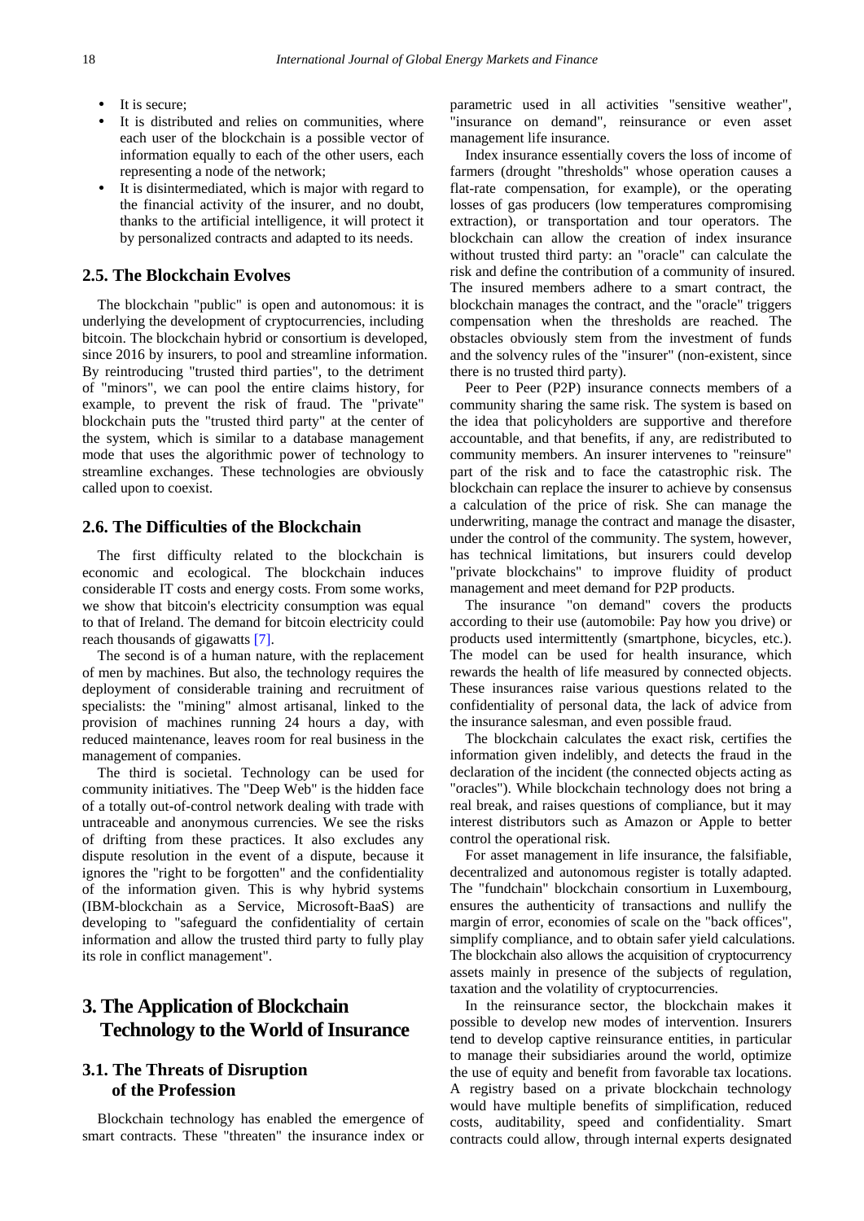- It is secure;
- It is distributed and relies on communities, where each user of the blockchain is a possible vector of information equally to each of the other users, each representing a node of the network;
- It is disintermediated, which is major with regard to the financial activity of the insurer, and no doubt, thanks to the artificial intelligence, it will protect it by personalized contracts and adapted to its needs.

### 2.5. The Blockchain Evolves

The blockchain "public" is open and autonomous: it is underlying the development of cryptocurrencies, including bitcoin. The blockchain hybrid or consortium is developed, since 2016 by insurers, to pool and streamline information. By reintroducing "trusted third parties", to the detriment of "minors", we can pool the entire claims history, for example, to prevent the risk of fraud. The "private" blockchain puts the "trusted third party" at the center of the system, which is similar to a database management mode that uses the algorithmic power of technology to streamline exchanges. These technologies are obviously called upon to coexist.

### 2.6. The Difficulties of the Blockchain

The first difficulty related to the blockchain is economic and ecological. The blockchain induces considerable IT costs and energy costs. From some works, we show that bitcoin's electricity consumption was equal to that of Ireland. The demand for bitcoin electricity could reach thousands of gigawatts [7].

The second is of a human nature, with the replacement of men by machines. But also, the technology requires the deployment of considerable training and recruitment of specialists: the "mining" almost artisanal, linked to the provision of machines running 24 hours a day, with reduced maintenance, leaves room for real business in the management of companies.

The third is societal. Technology can be used for community initiatives. The "Deep Web" is the hidden face of a totally out-of-control network dealing with trade with untraceable and anonymous currencies. We see the risks of drifting from these practices. It also excludes any dispute resolution in the event of a dispute, because it ignores the "right to be forgotten" and the confidentiality of the information given. This is why hybrid systems (IBM-blockchain as a Service, Microsoft-BaaS) are developing to "safeguard the confidentiality of certain information and allow the trusted third party to fully play its role in conflict management".

## 3. The Application of Blockchain Technology to the World of Insurance

### 3.1. The Threats of Disruption of the Profession

Blockchain technology has enabled the emergence of smart contracts. These "threaten" the insurance index or parametric used in all activities "sensitive weather", "insurance on demand", reinsurance or even asset management life insurance.

Index insurance essentially covers the loss of income of farmers (drought "thresholds" whose operation causes a flat-rate compensation, for example), or the operating losses of gas producers (low temperatures compromising extraction), or transportation and tour operators. The blockchain can allow the creation of index insurance without trusted third party: an "oracle" can calculate the risk and define the contribution of a community of insured. The insured members adhere to a smart contract, the blockchain manages the contract, and the "oracle" triggers compensation when the thresholds are reached. The obstacles obviously stem from the investment of funds and the solvency rules of the "insurer" (non-existent, since there is no trusted third party).

Peer to Peer (P2P) insurance connects members of a community sharing the same risk. The system is based on the idea that policyholders are supportive and therefore accountable, and that benefits, if any, are redistributed to community members. An insurer intervenes to "reinsure" part of the risk and to face the catastrophic risk. The blockchain can replace the insurer to achieve by consensus a calculation of the price of risk. She can manage the underwriting, manage the contract and manage the disaster, under the control of the community. The system, however, has technical limitations, but insurers could develop "private blockchains" to improve fluidity of product management and meet demand for P2P products.

The insurance "on demand" covers the products according to their use (automobile: Pay how you drive) or products used intermittently (smartphone, bicycles, etc.). The model can be used for health insurance, which rewards the health of life measured by connected objects. These insurances raise various questions related to the confidentiality of personal data, the lack of advice from the insurance salesman, and even possible fraud.

The blockchain calculates the exact risk, certifies the information given indelibly, and detects the fraud in the declaration of the incident (the connected objects acting as "oracles"). While blockchain technology does not bring a real break, and raises questions of compliance, but it may interest distributors such as Amazon or Apple to better control the operational risk.

For asset management in life insurance, the falsifiable, decentralized and autonomous register is totally adapted. The "fundchain" blockchain consortium in Luxembourg, ensures the authenticity of transactions and nullify the margin of error, economies of scale on the "back offices", simplify compliance, and to obtain safer yield calculations. The blockchain also allows the acquisition of cryptocurrency assets mainly in presence of the subjects of regulation, taxation and the volatility of cryptocurrencies.

In the reinsurance sector, the blockchain makes it possible to develop new modes of intervention. Insurers tend to develop captive reinsurance entities, in particular to manage their subsidiaries around the world, optimize the use of equity and benefit from favorable tax locations. A registry based on a private blockchain technology would have multiple benefits of simplification, reduced costs, auditability, speed and confidentiality. Smart contracts could allow, through internal experts designated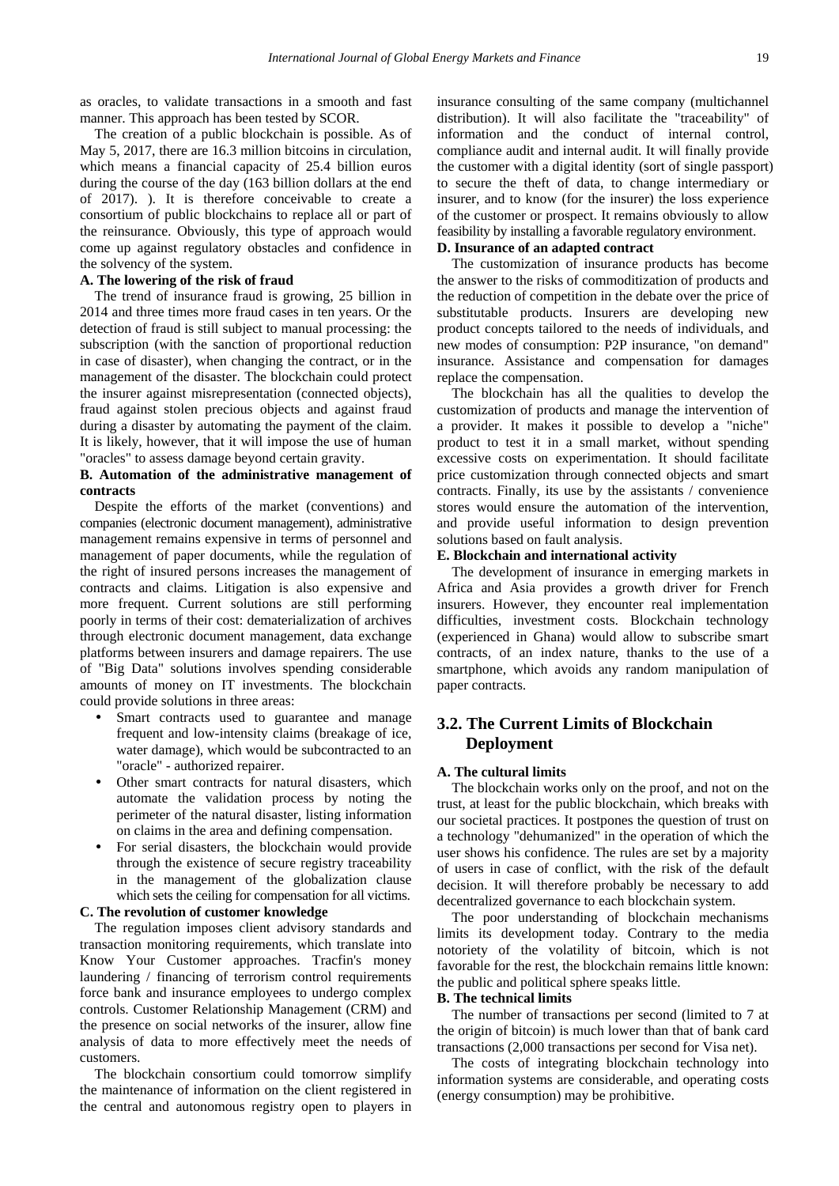as oracles, to validate transactions in a smooth and fast manner. This approach has been tested by SCOR.

The creation of a public blockchain is possible. As of May 5, 2017, there are 16.3 million bitcoins in circulation, which means a financial capacity of 25.4 billion euros during the course of the day (163 billion dollars at the end of 2017). ). It is therefore conceivable to create a consortium of public blockchains to replace all or part of the reinsurance. Obviously, this type of approach would come up against regulatory obstacles and confidence in the solvency of the system.

**A. The lowering of the risk of fraud**

The trend of insurance fraud is growing, 25 billion in 2014 and three times more fraud cases in ten years. Or the detection of fraud is still subject to manual processing: the subscription (with the sanction of proportional reduction in case of disaster), when changing the contract, or in the management of the disaster. The blockchain could protect the insurer against misrepresentation (connected objects), fraud against stolen precious objects and against fraud during a disaster by automating the payment of the claim. It is likely, however, that it will impose the use of human "oracles" to assess damage beyond certain gravity.

**B. Automation of the administrative management of contracts**

Despite the efforts of the market (conventions) and companies (electronic document management), administrative management remains expensive in terms of personnel and management of paper documents, while the regulation of the right of insured persons increases the management of contracts and claims. Litigation is also expensive and more frequent. Current solutions are still performing poorly in terms of their cost: dematerialization of archives through electronic document management, data exchange platforms between insurers and damage repairers. The use of "Big Data" solutions involves spending considerable amounts of money on IT investments. The blockchain could provide solutions in three areas:

- Smart contracts used to guarantee and manage frequent and low-intensity claims (breakage of ice, water damage), which would be subcontracted to an "oracle" - authorized repairer.
- Other smart contracts for natural disasters, which automate the validation process by noting the perimeter of the natural disaster, listing information on claims in the area and defining compensation.
- For serial disasters, the blockchain would provide through the existence of secure registry traceability in the management of the globalization clause which sets the ceiling for compensation for all victims.

**C. The revolution of customer knowledge**

The regulation imposes client advisory standards and transaction monitoring requirements, which translate into Know Your Customer approaches. Tracfin's money laundering / financing of terrorism control requirements force bank and insurance employees to undergo complex controls. Customer Relationship Management (CRM) and the presence on social networks of the insurer, allow fine analysis of data to more effectively meet the needs of customers.

The blockchain consortium could tomorrow simplify the maintenance of information on the client registered in the central and autonomous registry open to players in insurance consulting of the same company (multichannel distribution). It will also facilitate the "traceability" of information and the conduct of internal control, compliance audit and internal audit. It will finally provide the customer with a digital identity (sort of single passport) to secure the theft of data, to change intermediary or insurer, and to know (for the insurer) the loss experience of the customer or prospect. It remains obviously to allow feasibility by installing a favorable regulatory environment.

**D. Insurance of an adapted contract**

The customization of insurance products has become the answer to the risks of commoditization of products and the reduction of competition in the debate over the price of substitutable products. Insurers are developing new product concepts tailored to the needs of individuals, and new modes of consumption: P2P insurance, "on demand" insurance. Assistance and compensation for damages replace the compensation.

The blockchain has all the qualities to develop the customization of products and manage the intervention of a provider. It makes it possible to develop a "niche" product to test it in a small market, without spending excessive costs on experimentation. It should facilitate price customization through connected objects and smart contracts. Finally, its use by the assistants / convenience stores would ensure the automation of the intervention, and provide useful information to design prevention solutions based on fault analysis.

**E. Blockchain and international activity**

The development of insurance in emerging markets in Africa and Asia provides a growth driver for French insurers. However, they encounter real implementation difficulties, investment costs. Blockchain technology (experienced in Ghana) would allow to subscribe smart contracts, of an index nature, thanks to the use of a smartphone, which avoids any random manipulation of paper contracts.

## 3.2. The Current Limits of Blockchain Deployment

**A. The cultural limits**

The blockchain works only on the proof, and not on the trust, at least for the public blockchain, which breaks with our societal practices. It postpones the question of trust on a technology "dehumanized" in the operation of which the user shows his confidence. The rules are set by a majority of users in case of conflict, with the risk of the default decision. It will therefore probably be necessary to add decentralized governance to each blockchain system.

The poor understanding of blockchain mechanisms limits its development today. Contrary to the media notoriety of the volatility of bitcoin, which is not favorable for the rest, the blockchain remains little known: the public and political sphere speaks little.

**B. The technical limits**

The number of transactions per second (limited to 7 at the origin of bitcoin) is much lower than that of bank card transactions (2,000 transactions per second for Visa net).

The costs of integrating blockchain technology into information systems are considerable, and operating costs (energy consumption) may be prohibitive.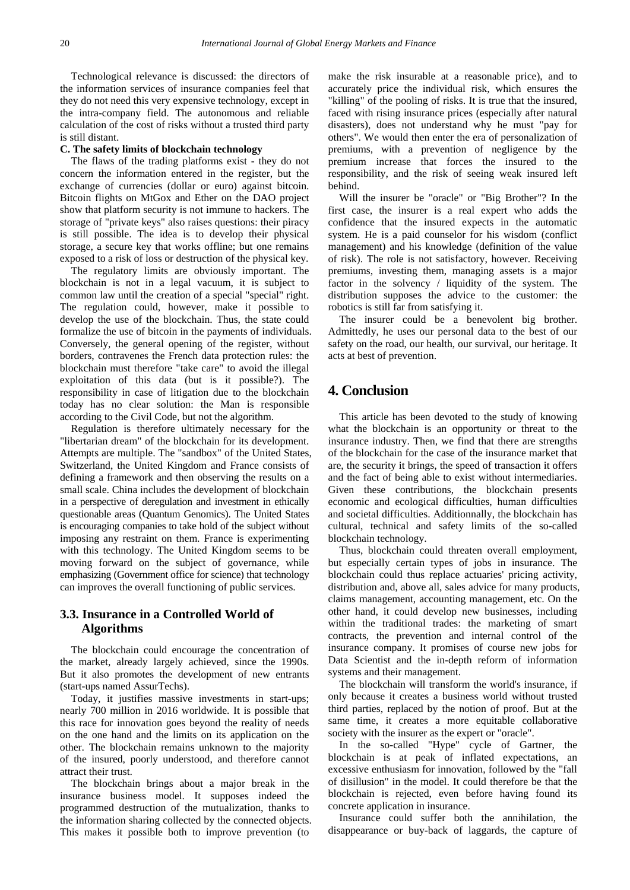Technological relevance is discussed: the directors of the information services of insurance companies feel that they do not need this very expensive technology, except in the intra-company field. The autonomous and reliable calculation of the cost of risks without a trusted third party is still distant.

**C. The safety limits of blockchain technology**

The flaws of the trading platforms exist - they do not concern the information entered in the register, but the exchange of currencies (dollar or euro) against bitcoin. Bitcoin flights on MtGox and Ether on the DAO project show that platform security is not immune to hackers. The storage of "private keys" also raises questions: their piracy is still possible. The idea is to develop their physical storage, a secure key that works offline; but one remains exposed to a risk of loss or destruction of the physical key.

The regulatory limits are obviously important. The blockchain is not in a legal vacuum, it is subject to common law until the creation of a special "special" right. The regulation could, however, make it possible to develop the use of the blockchain. Thus, the state could formalize the use of bitcoin in the payments of individuals. Conversely, the general opening of the register, without borders, contravenes the French data protection rules: the blockchain must therefore "take care" to avoid the illegal exploitation of this data (but is it possible?). The responsibility in case of litigation due to the blockchain today has no clear solution: the Man is responsible according to the Civil Code, but not the algorithm.

Regulation is therefore ultimately necessary for the "libertarian dream" of the blockchain for its development. Attempts are multiple. The "sandbox" of the United States, Switzerland, the United Kingdom and France consists of defining a framework and then observing the results on a small scale. China includes the development of blockchain in a perspective of deregulation and investment in ethically questionable areas (Quantum Genomics). The United States is encouraging companies to take hold of the subject without imposing any restraint on them. France is experimenting with this technology. The United Kingdom seems to be moving forward on the subject of governance, while emphasizing (Government office for science) that technology can improves the overall functioning of public services.

## 3.3. Insurance in a Controlled World of Algorithms

The blockchain could encourage the concentration of the market, already largely achieved, since the 1990s. But it also promotes the development of new entrants (start-ups named AssurTechs).

Today, it justifies massive investments in start-ups; nearly 700 million in 2016 worldwide. It is possible that this race for innovation goes beyond the reality of needs on the one hand and the limits on its application on the other. The blockchain remains unknown to the majority of the insured, poorly understood, and therefore cannot attract their trust.

The blockchain brings about a major break in the insurance business model. It supposes indeed the programmed destruction of the mutualization, thanks to the information sharing collected by the connected objects. This makes it possible both to improve prevention (to make the risk insurable at a reasonable price), and to accurately price the individual risk, which ensures the "killing" of the pooling of risks. It is true that the insured, faced with rising insurance prices (especially after natural disasters), does not understand why he must "pay for others". We would then enter the era of personalization of premiums, with a prevention of negligence by the premium increase that forces the insured to the responsibility, and the risk of seeing weak insured left behind.

Will the insurer be "oracle" or "Big Brother"? In the first case, the insurer is a real expert who adds the confidence that the insured expects in the automatic system. He is a paid counselor for his wisdom (conflict management) and his knowledge (definition of the value of risk). The role is not satisfactory, however. Receiving premiums, investing them, managing assets is a major factor in the solvency / liquidity of the system. The distribution supposes the advice to the customer: the robotics is still far from satisfying it.

The insurer could be a benevolent big brother. Admittedly, he uses our personal data to the best of our safety on the road, our health, our survival, our heritage. It acts at best of prevention.

# 4. Conclusion

This article has been devoted to the study of knowing what the blockchain is an opportunity or threat to the insurance industry. Then, we find that there are strengths of the blockchain for the case of the insurance market that are, the security it brings, the speed of transaction it offers and the fact of being able to exist without intermediaries. Given these contributions, the blockchain presents economic and ecological difficulties, human difficulties and societal difficulties. Additionnally, the blockchain has cultural, technical and safety limits of the so-called blockchain technology.

Thus, blockchain could threaten overall employment, but especially certain types of jobs in insurance. The blockchain could thus replace actuaries' pricing activity, distribution and, above all, sales advice for many products, claims management, accounting management, etc. On the other hand, it could develop new businesses, including within the traditional trades: the marketing of smart contracts, the prevention and internal control of the insurance company. It promises of course new jobs for Data Scientist and the in-depth reform of information systems and their management.

The blockchain will transform the world's insurance, if only because it creates a business world without trusted third parties, replaced by the notion of proof. But at the same time, it creates a more equitable collaborative society with the insurer as the expert or "oracle".

In the so-called "Hype" cycle of Gartner, the blockchain is at peak of inflated expectations, an excessive enthusiasm for innovation, followed by the "fall of disillusion" in the model. It could therefore be that the blockchain is rejected, even before having found its concrete application in insurance.

Insurance could suffer both the annihilation, the disappearance or buy-back of laggards, the capture of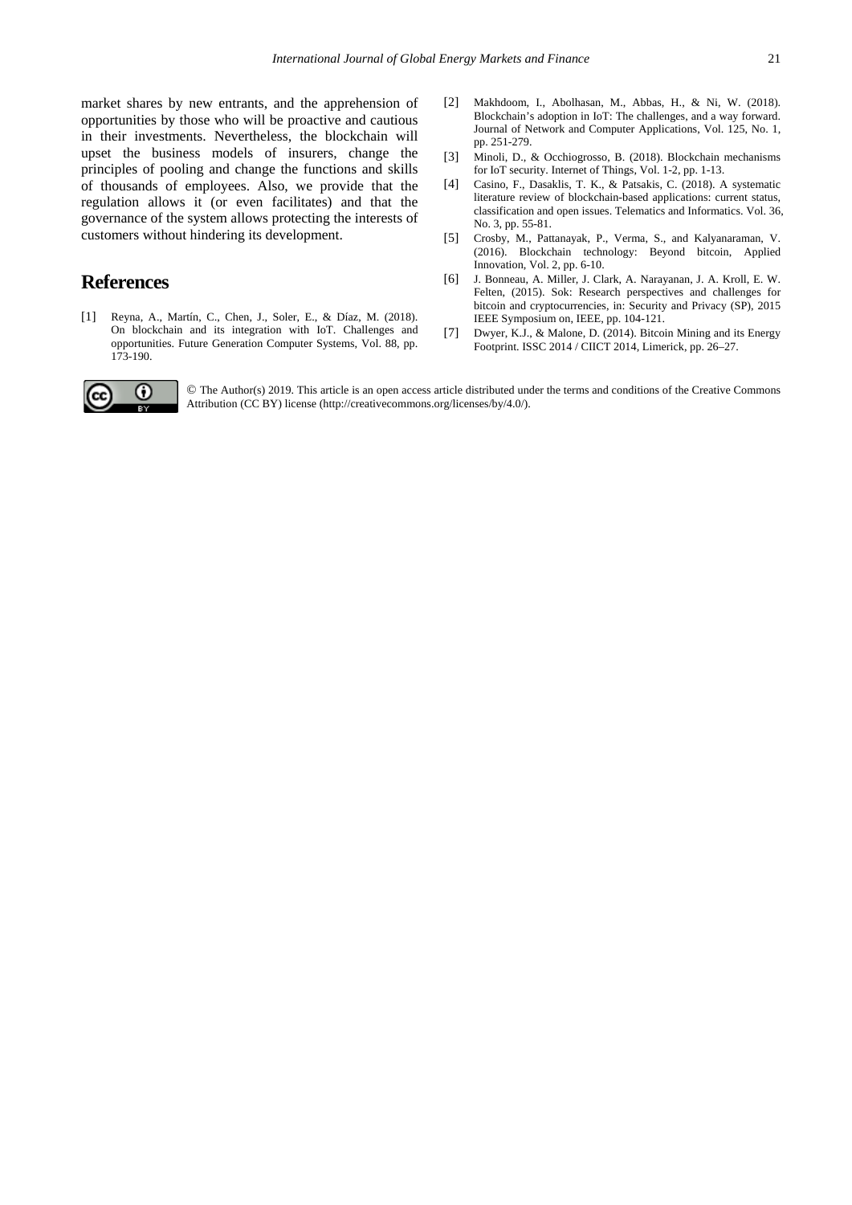market shares by new entrants, and the apprehension of opportunities by those who will be proactive and cautious in their investments. Nevertheless, the blockchain will upset the business models of insurers, change the principles of pooling and change the functions and skills of thousands of employees. Also, we provide that the regulation allows it (or even facilitates) and that the governance of the system allows protecting the interests of customers without hindering its development.

## References

[1] Reyna, A., Martín, C., Chen, J., Soler, E., & Díaz, M. (2018). On blockchain and its integration with IoT. Challenges and opportunities. Future Generation Computer Systems, Vol. 88, pp. 173-190.

[2] Makhdoom, I., Abolhasan, M., Abbas, H., & Ni, W. (2018). Blockchain's adoption in IoT: The challenges, and a way forward. Journal of Network and Computer Applications, Vol. 125, No. 1, pp. 251-279.

[3] Minoli, D., & Occhiogrosso, B. (2018). Blockchain mechanisms for IoT security. Internet of Things, Vol. 1-2, pp. 1-13.

[4] Casino, F., Dasaklis, T. K., & Patsakis, C. (2018). A systematic literature review of blockchain-based applications: current status, classification and open issues. Telematics and Informatics. Vol. 36, No. 3, pp. 55-81.

[5] Crosby, M., Pattanayak, P., Verma, S., and Kalyanaraman, V. (2016). Blockchain technology: Beyond bitcoin, Applied Innovation, Vol. 2, pp. 6-10.

[6] J. Bonneau, A. Miller, J. Clark, A. Narayanan, J. A. Kroll, E. W. Felten, (2015). Sok: Research perspectives and challenges for bitcoin and cryptocurrencies, in: Security and Privacy (SP), 2015 IEEE Symposium on, IEEE, pp. 104-121.

[7] Dwyer, K.J., & Malone, D. (2014). Bitcoin Mining and its Energy Footprint. ISSC 2014 / CIICT 2014, Limerick, pp. 26–27.

© The Author(s) 2019. This article is an open access article distributed under the terms and conditions of the Creative Commons Attribution (CC BY) license (http://creativecommons.org/licenses/by/4.0/).